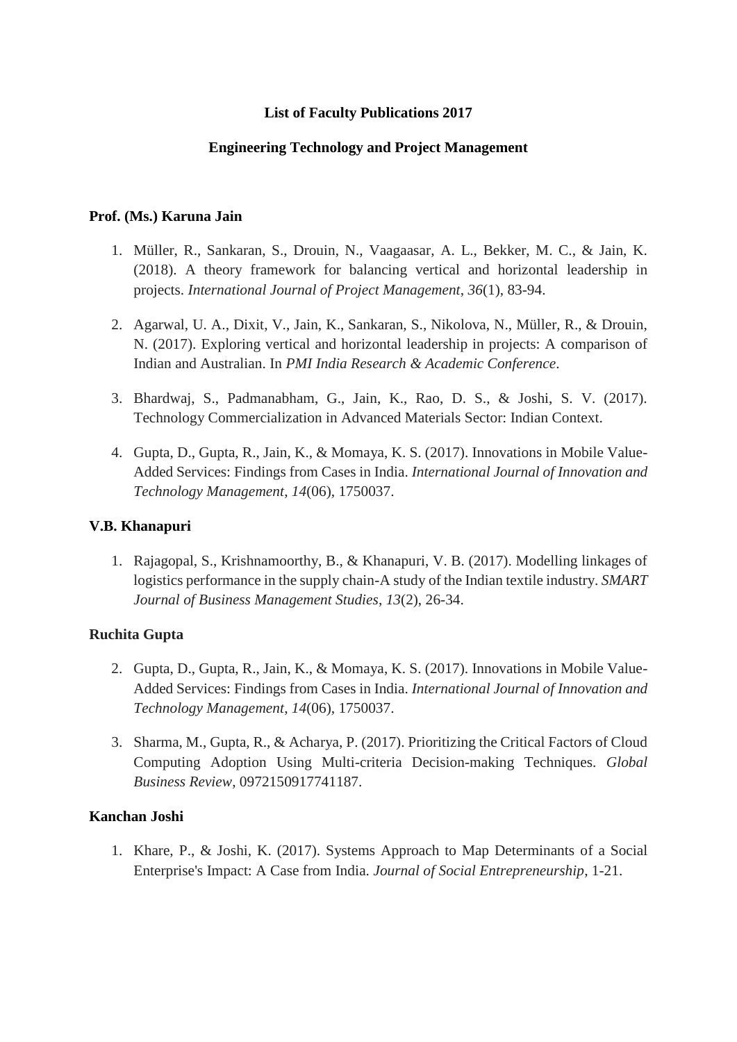# List of Faculty Publications 2017

## Engineering Technology and Project Management

### Prof. (Ms.) Karuna Jain

1. Müller, R., Sankaran, S., Drouin, N., Vaagaasar, A. L., Bekker, M. C., & Jain, K. (2018). A theory framework for balancing vertical and horizontal leadership in projects. *International Journal of Project Management*, *36*(1), 83-94.

2. Agarwal, U. A., Dixit, V., Jain, K., Sankaran, S., Nikolova, N., Müller, R., & Drouin, N. (2017). Exploring vertical and horizontal leadership in projects: A comparison of Indian and Australian. In *PMI India Research & Academic Conference*.

3. Bhardwaj, S., Padmanabham, G., Jain, K., Rao, D. S., & Joshi, S. V. (2017). Technology Commercialization in Advanced Materials Sector: Indian Context.

4. Gupta, D., Gupta, R., Jain, K., & Momaya, K. S. (2017). Innovations in Mobile Value-Added Services: Findings from Cases in India. *International Journal of Innovation and Technology Management*, *14*(06), 1750037.

### V.B. Khanapuri

1. Rajagopal, S., Krishnamoorthy, B., & Khanapuri, V. B. (2017). Modelling linkages of logistics performance in the supply chain-A study of the Indian textile industry. *SMART Journal of Business Management Studies*, *13*(2), 26-34.

### Ruchita Gupta

2. Gupta, D., Gupta, R., Jain, K., & Momaya, K. S. (2017). Innovations in Mobile Value-Added Services: Findings from Cases in India. *International Journal of Innovation and Technology Management*, *14*(06), 1750037.

3. Sharma, M., Gupta, R., & Acharya, P. (2017). Prioritizing the Critical Factors of Cloud Computing Adoption Using Multi-criteria Decision-making Techniques. *Global Business Review*, 0972150917741187.

### Kanchan Joshi

1. Khare, P., & Joshi, K. (2017). Systems Approach to Map Determinants of a Social Enterprise's Impact: A Case from India. *Journal of Social Entrepreneurship*, 1-21.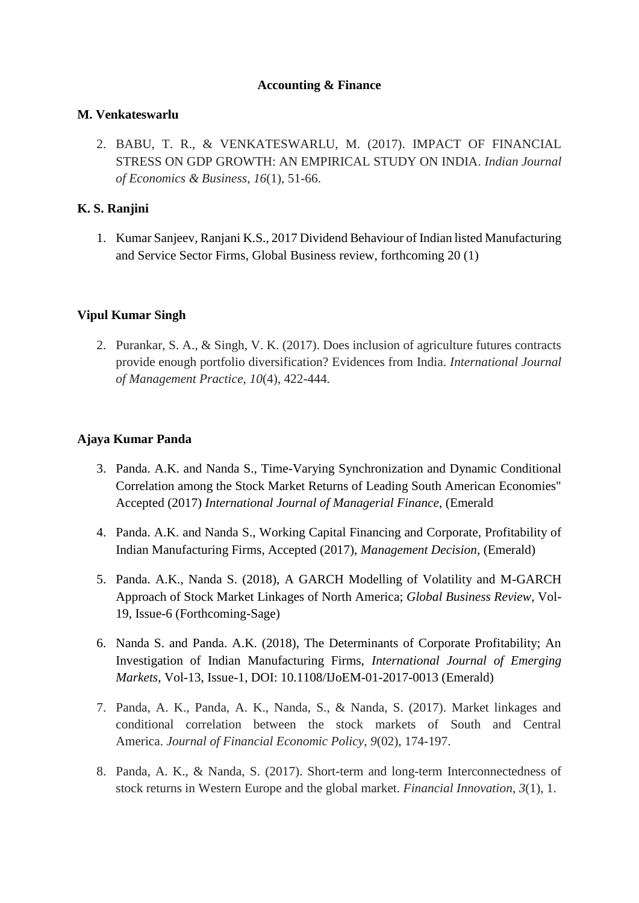## Accounting & Finance

**M. Venkateswarlu**

2. BABU, T. R., & VENKATESWARLU, M. (2017). IMPACT OF FINANCIAL STRESS ON GDP GROWTH: AN EMPIRICAL STUDY ON INDIA. *Indian Journal of Economics & Business*, *16*(1), 51-66.

**K. S. Ranjini**

1. Kumar Sanjeev, Ranjani K.S., 2017 Dividend Behaviour of Indian listed Manufacturing and Service Sector Firms, Global Business review, forthcoming 20 (1)

**Vipul Kumar Singh**

2. Purankar, S. A., & Singh, V. K. (2017). Does inclusion of agriculture futures contracts provide enough portfolio diversification? Evidences from India. *International Journal of Management Practice*, *10*(4), 422-444.

**Ajaya Kumar Panda**

3. Panda. A.K. and Nanda S., Time-Varying Synchronization and Dynamic Conditional Correlation among the Stock Market Returns of Leading South American Economies" Accepted (2017) *International Journal of Managerial Finance*, (Emerald
4. Panda. A.K. and Nanda S., Working Capital Financing and Corporate, Profitability of Indian Manufacturing Firms, Accepted (2017), *Management Decision*, (Emerald)
5. Panda. A.K., Nanda S. (2018), A GARCH Modelling of Volatility and M-GARCH Approach of Stock Market Linkages of North America; *Global Business Review*, Vol-19, Issue-6 (Forthcoming-Sage)
6. Nanda S. and Panda. A.K. (2018), The Determinants of Corporate Profitability; An Investigation of Indian Manufacturing Firms, *International Journal of Emerging Markets*, Vol-13, Issue-1, DOI: 10.1108/IJoEM-01-2017-0013 (Emerald)
7. Panda, A. K., Panda, A. K., Nanda, S., & Nanda, S. (2017). Market linkages and conditional correlation between the stock markets of South and Central America. *Journal of Financial Economic Policy*, *9*(02), 174-197.
8. Panda, A. K., & Nanda, S. (2017). Short-term and long-term Interconnectedness of stock returns in Western Europe and the global market. *Financial Innovation*, *3*(1), 1.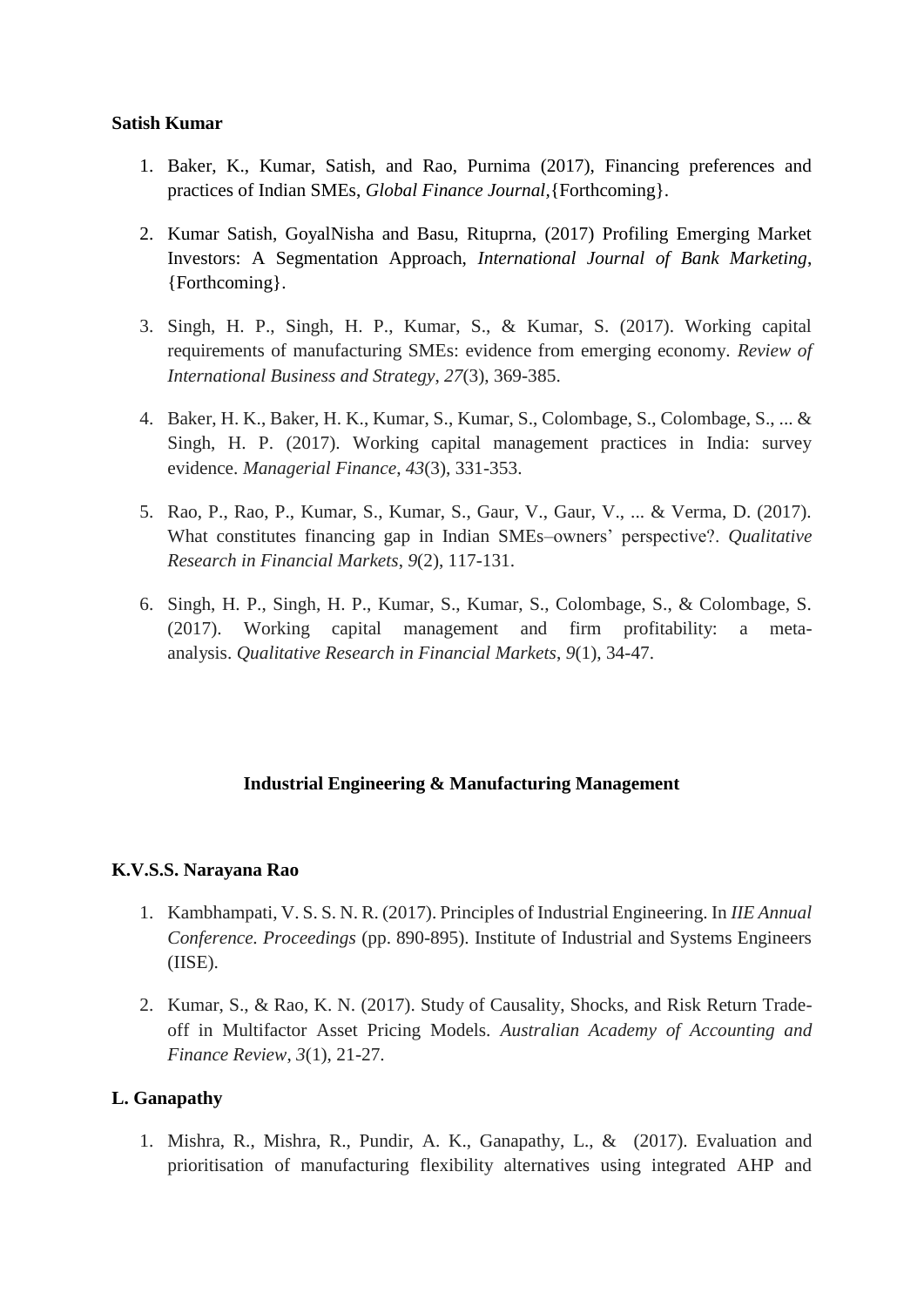**Satish Kumar**

1. Baker, K., Kumar, Satish, and Rao, Purnima (2017), Financing preferences and practices of Indian SMEs, *Global Finance Journal*,{Forthcoming}.

2. Kumar Satish, GoyalNisha and Basu, Rituprna, (2017) Profiling Emerging Market Investors: A Segmentation Approach, *International Journal of Bank Marketing*, {Forthcoming}.

3. Singh, H. P., Singh, H. P., Kumar, S., & Kumar, S. (2017). Working capital requirements of manufacturing SMEs: evidence from emerging economy. *Review of International Business and Strategy*, *27*(3), 369-385.

4. Baker, H. K., Baker, H. K., Kumar, S., Kumar, S., Colombage, S., Colombage, S., ... & Singh, H. P. (2017). Working capital management practices in India: survey evidence. *Managerial Finance*, *43*(3), 331-353.

5. Rao, P., Rao, P., Kumar, S., Kumar, S., Gaur, V., Gaur, V., ... & Verma, D. (2017). What constitutes financing gap in Indian SMEs–owners' perspective?. *Qualitative Research in Financial Markets*, *9*(2), 117-131.

6. Singh, H. P., Singh, H. P., Kumar, S., Kumar, S., Colombage, S., & Colombage, S. (2017). Working capital management and firm profitability: a meta-analysis. *Qualitative Research in Financial Markets*, *9*(1), 34-47.

## Industrial Engineering & Manufacturing Management

**K.V.S.S. Narayana Rao**

1. Kambhampati, V. S. S. N. R. (2017). Principles of Industrial Engineering. In *IIE Annual Conference. Proceedings* (pp. 890-895). Institute of Industrial and Systems Engineers (IISE).

2. Kumar, S., & Rao, K. N. (2017). Study of Causality, Shocks, and Risk Return Trade-off in Multifactor Asset Pricing Models. *Australian Academy of Accounting and Finance Review*, *3*(1), 21-27.

**L. Ganapathy**

1. Mishra, R., Mishra, R., Pundir, A. K., Ganapathy, L., & (2017). Evaluation and prioritisation of manufacturing flexibility alternatives using integrated AHP and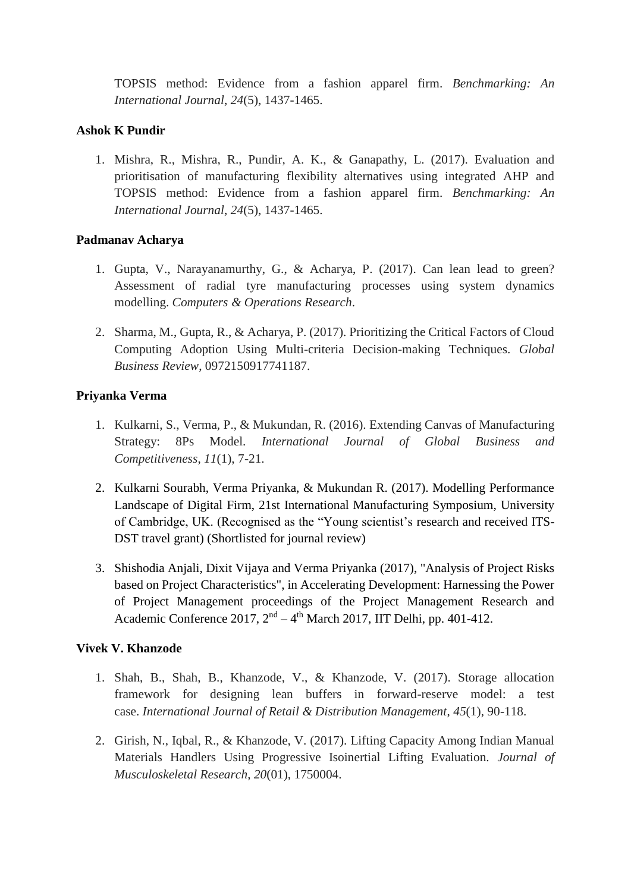TOPSIS method: Evidence from a fashion apparel firm. *Benchmarking: An International Journal*, *24*(5), 1437-1465.

**Ashok K Pundir**

1. Mishra, R., Mishra, R., Pundir, A. K., & Ganapathy, L. (2017). Evaluation and prioritisation of manufacturing flexibility alternatives using integrated AHP and TOPSIS method: Evidence from a fashion apparel firm. *Benchmarking: An International Journal*, *24*(5), 1437-1465.

**Padmanav Acharya**

1. Gupta, V., Narayanamurthy, G., & Acharya, P. (2017). Can lean lead to green? Assessment of radial tyre manufacturing processes using system dynamics modelling. *Computers & Operations Research*.

2. Sharma, M., Gupta, R., & Acharya, P. (2017). Prioritizing the Critical Factors of Cloud Computing Adoption Using Multi-criteria Decision-making Techniques. *Global Business Review*, 0972150917741187.

**Priyanka Verma**

1. Kulkarni, S., Verma, P., & Mukundan, R. (2016). Extending Canvas of Manufacturing Strategy: 8Ps Model. *International Journal of Global Business and Competitiveness*, *11*(1), 7-21.

2. Kulkarni Sourabh, Verma Priyanka, & Mukundan R. (2017). Modelling Performance Landscape of Digital Firm, 21st International Manufacturing Symposium, University of Cambridge, UK. (Recognised as the "Young scientist's research and received ITS-DST travel grant) (Shortlisted for journal review)

3. Shishodia Anjali, Dixit Vijaya and Verma Priyanka (2017), "Analysis of Project Risks based on Project Characteristics", in Accelerating Development: Harnessing the Power of Project Management proceedings of the Project Management Research and Academic Conference 2017, 2nd – 4th March 2017, IIT Delhi, pp. 401-412.

**Vivek V. Khanzode**

1. Shah, B., Shah, B., Khanzode, V., & Khanzode, V. (2017). Storage allocation framework for designing lean buffers in forward-reserve model: a test case. *International Journal of Retail & Distribution Management*, *45*(1), 90-118.

2. Girish, N., Iqbal, R., & Khanzode, V. (2017). Lifting Capacity Among Indian Manual Materials Handlers Using Progressive Isoinertial Lifting Evaluation. *Journal of Musculoskeletal Research*, *20*(01), 1750004.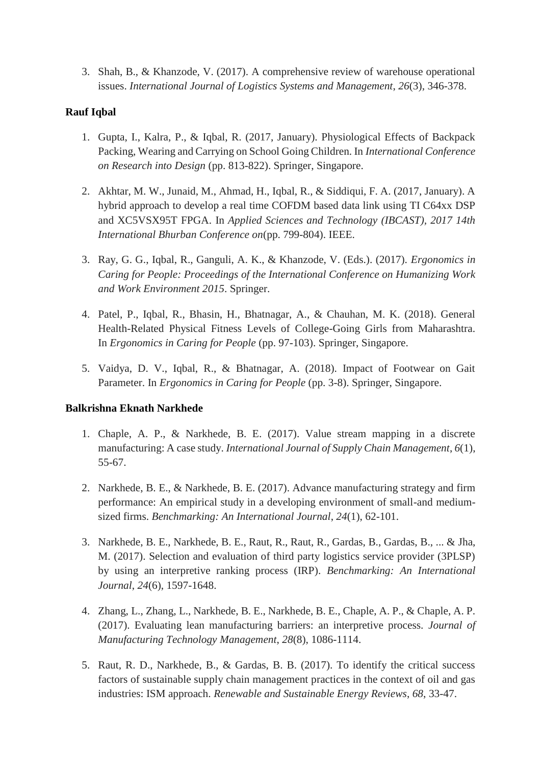3. Shah, B., & Khanzode, V. (2017). A comprehensive review of warehouse operational issues. *International Journal of Logistics Systems and Management*, *26*(3), 346-378.

**Rauf Iqbal**

1. Gupta, I., Kalra, P., & Iqbal, R. (2017, January). Physiological Effects of Backpack Packing, Wearing and Carrying on School Going Children. In *International Conference on Research into Design* (pp. 813-822). Springer, Singapore.

2. Akhtar, M. W., Junaid, M., Ahmad, H., Iqbal, R., & Siddiqui, F. A. (2017, January). A hybrid approach to develop a real time COFDM based data link using TI C64xx DSP and XC5VSX95T FPGA. In *Applied Sciences and Technology (IBCAST), 2017 14th International Bhurban Conference on*(pp. 799-804). IEEE.

3. Ray, G. G., Iqbal, R., Ganguli, A. K., & Khanzode, V. (Eds.). (2017). *Ergonomics in Caring for People: Proceedings of the International Conference on Humanizing Work and Work Environment 2015*. Springer.

4. Patel, P., Iqbal, R., Bhasin, H., Bhatnagar, A., & Chauhan, M. K. (2018). General Health-Related Physical Fitness Levels of College-Going Girls from Maharashtra. In *Ergonomics in Caring for People* (pp. 97-103). Springer, Singapore.

5. Vaidya, D. V., Iqbal, R., & Bhatnagar, A. (2018). Impact of Footwear on Gait Parameter. In *Ergonomics in Caring for People* (pp. 3-8). Springer, Singapore.

**Balkrishna Eknath Narkhede**

1. Chaple, A. P., & Narkhede, B. E. (2017). Value stream mapping in a discrete manufacturing: A case study. *International Journal of Supply Chain Management*, *6*(1), 55-67.

2. Narkhede, B. E., & Narkhede, B. E. (2017). Advance manufacturing strategy and firm performance: An empirical study in a developing environment of small-and medium-sized firms. *Benchmarking: An International Journal*, *24*(1), 62-101.

3. Narkhede, B. E., Narkhede, B. E., Raut, R., Raut, R., Gardas, B., Gardas, B., ... & Jha, M. (2017). Selection and evaluation of third party logistics service provider (3PLSP) by using an interpretive ranking process (IRP). *Benchmarking: An International Journal*, *24*(6), 1597-1648.

4. Zhang, L., Zhang, L., Narkhede, B. E., Narkhede, B. E., Chaple, A. P., & Chaple, A. P. (2017). Evaluating lean manufacturing barriers: an interpretive process. *Journal of Manufacturing Technology Management*, *28*(8), 1086-1114.

5. Raut, R. D., Narkhede, B., & Gardas, B. B. (2017). To identify the critical success factors of sustainable supply chain management practices in the context of oil and gas industries: ISM approach. *Renewable and Sustainable Energy Reviews*, *68*, 33-47.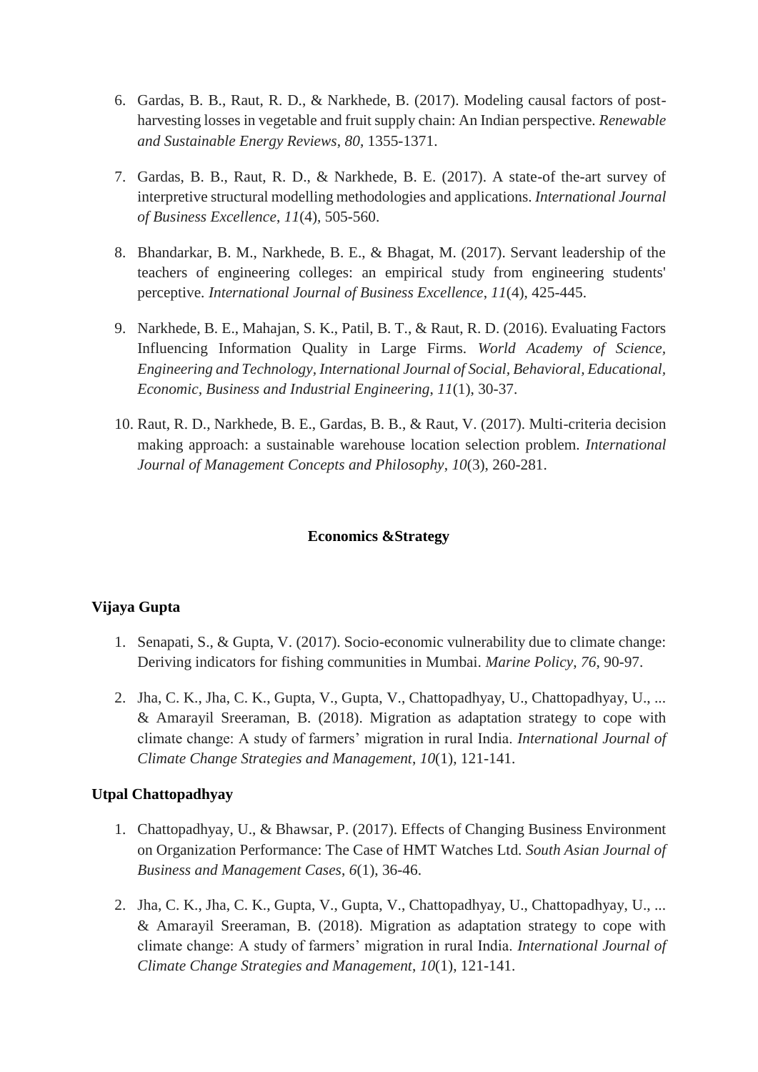6. Gardas, B. B., Raut, R. D., & Narkhede, B. (2017). Modeling causal factors of post-harvesting losses in vegetable and fruit supply chain: An Indian perspective. *Renewable and Sustainable Energy Reviews*, *80*, 1355-1371.

7. Gardas, B. B., Raut, R. D., & Narkhede, B. E. (2017). A state-of the-art survey of interpretive structural modelling methodologies and applications. *International Journal of Business Excellence*, *11*(4), 505-560.

8. Bhandarkar, B. M., Narkhede, B. E., & Bhagat, M. (2017). Servant leadership of the teachers of engineering colleges: an empirical study from engineering students' perceptive. *International Journal of Business Excellence*, *11*(4), 425-445.

9. Narkhede, B. E., Mahajan, S. K., Patil, B. T., & Raut, R. D. (2016). Evaluating Factors Influencing Information Quality in Large Firms. *World Academy of Science, Engineering and Technology, International Journal of Social, Behavioral, Educational, Economic, Business and Industrial Engineering*, *11*(1), 30-37.

10. Raut, R. D., Narkhede, B. E., Gardas, B. B., & Raut, V. (2017). Multi-criteria decision making approach: a sustainable warehouse location selection problem. *International Journal of Management Concepts and Philosophy*, *10*(3), 260-281.

## Economics &Strategy

### Vijaya Gupta

1. Senapati, S., & Gupta, V. (2017). Socio-economic vulnerability due to climate change: Deriving indicators for fishing communities in Mumbai. *Marine Policy*, *76*, 90-97.

2. Jha, C. K., Jha, C. K., Gupta, V., Gupta, V., Chattopadhyay, U., Chattopadhyay, U., ... & Amarayil Sreeraman, B. (2018). Migration as adaptation strategy to cope with climate change: A study of farmers' migration in rural India. *International Journal of Climate Change Strategies and Management*, *10*(1), 121-141.

### Utpal Chattopadhyay

1. Chattopadhyay, U., & Bhawsar, P. (2017). Effects of Changing Business Environment on Organization Performance: The Case of HMT Watches Ltd. *South Asian Journal of Business and Management Cases*, *6*(1), 36-46.

2. Jha, C. K., Jha, C. K., Gupta, V., Gupta, V., Chattopadhyay, U., Chattopadhyay, U., ... & Amarayil Sreeraman, B. (2018). Migration as adaptation strategy to cope with climate change: A study of farmers' migration in rural India. *International Journal of Climate Change Strategies and Management*, *10*(1), 121-141.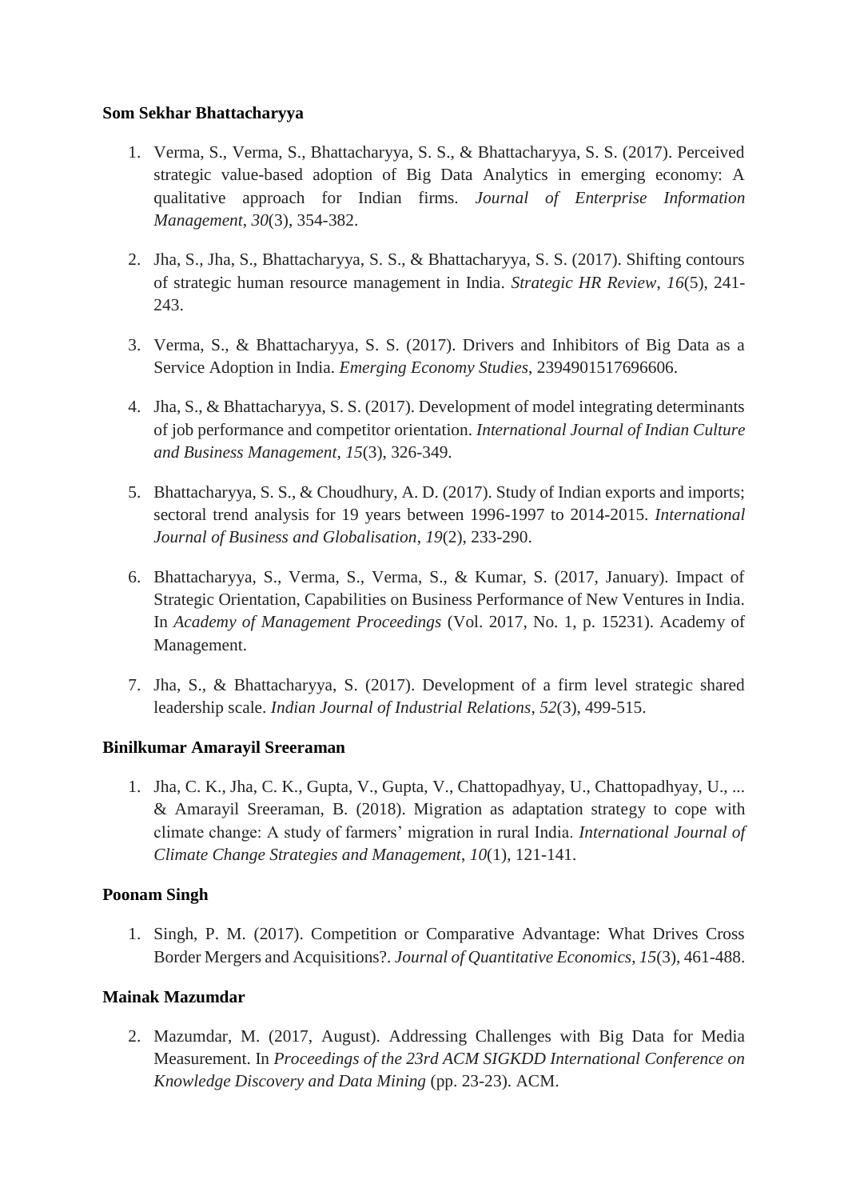**Som Sekhar Bhattacharyya**

1. Verma, S., Verma, S., Bhattacharyya, S. S., & Bhattacharyya, S. S. (2017). Perceived strategic value-based adoption of Big Data Analytics in emerging economy: A qualitative approach for Indian firms. *Journal of Enterprise Information Management*, *30*(3), 354-382.

2. Jha, S., Jha, S., Bhattacharyya, S. S., & Bhattacharyya, S. S. (2017). Shifting contours of strategic human resource management in India. *Strategic HR Review*, *16*(5), 241-243.

3. Verma, S., & Bhattacharyya, S. S. (2017). Drivers and Inhibitors of Big Data as a Service Adoption in India. *Emerging Economy Studies*, 2394901517696606.

4. Jha, S., & Bhattacharyya, S. S. (2017). Development of model integrating determinants of job performance and competitor orientation. *International Journal of Indian Culture and Business Management*, *15*(3), 326-349.

5. Bhattacharyya, S. S., & Choudhury, A. D. (2017). Study of Indian exports and imports; sectoral trend analysis for 19 years between 1996-1997 to 2014-2015. *International Journal of Business and Globalisation*, *19*(2), 233-290.

6. Bhattacharyya, S., Verma, S., Verma, S., & Kumar, S. (2017, January). Impact of Strategic Orientation, Capabilities on Business Performance of New Ventures in India. In *Academy of Management Proceedings* (Vol. 2017, No. 1, p. 15231). Academy of Management.

7. Jha, S., & Bhattacharyya, S. (2017). Development of a firm level strategic shared leadership scale. *Indian Journal of Industrial Relations*, *52*(3), 499-515.

**Binilkumar Amarayil Sreeraman**

1. Jha, C. K., Jha, C. K., Gupta, V., Gupta, V., Chattopadhyay, U., Chattopadhyay, U., ... & Amarayil Sreeraman, B. (2018). Migration as adaptation strategy to cope with climate change: A study of farmers' migration in rural India. *International Journal of Climate Change Strategies and Management*, *10*(1), 121-141.

**Poonam Singh**

1. Singh, P. M. (2017). Competition or Comparative Advantage: What Drives Cross Border Mergers and Acquisitions?. *Journal of Quantitative Economics*, *15*(3), 461-488.

**Mainak Mazumdar**

2. Mazumdar, M. (2017, August). Addressing Challenges with Big Data for Media Measurement. In *Proceedings of the 23rd ACM SIGKDD International Conference on Knowledge Discovery and Data Mining* (pp. 23-23). ACM.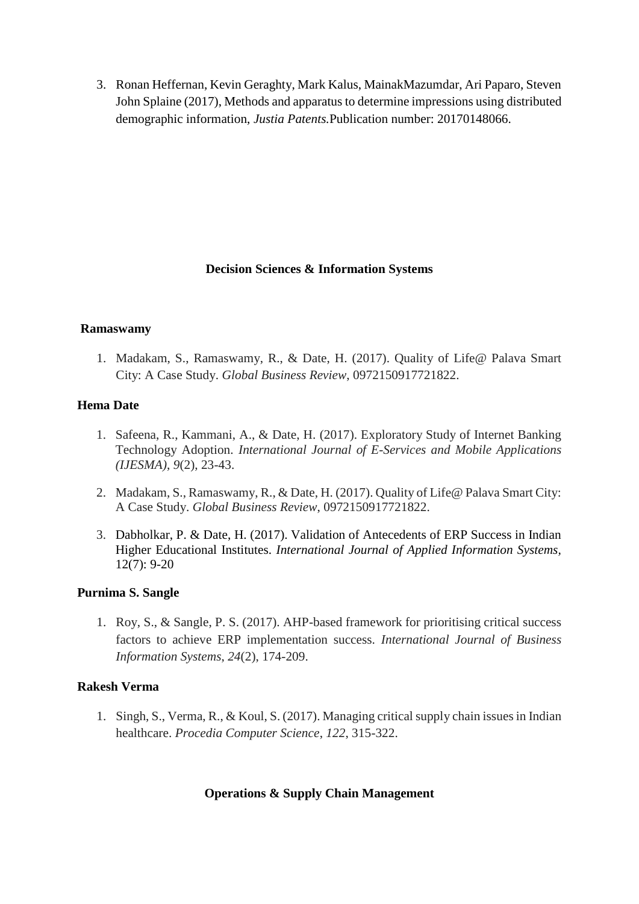3. Ronan Heffernan, Kevin Geraghty, Mark Kalus, MainakMazumdar, Ari Paparo, Steven John Splaine (2017), Methods and apparatus to determine impressions using distributed demographic information, *Justia Patents.*Publication number: 20170148066.

## Decision Sciences & Information Systems

**Ramaswamy**

1. Madakam, S., Ramaswamy, R., & Date, H. (2017). Quality of Life@ Palava Smart City: A Case Study. *Global Business Review*, 0972150917721822.

**Hema Date**

1. Safeena, R., Kammani, A., & Date, H. (2017). Exploratory Study of Internet Banking Technology Adoption. *International Journal of E-Services and Mobile Applications (IJESMA)*, *9*(2), 23-43.

2. Madakam, S., Ramaswamy, R., & Date, H. (2017). Quality of Life@ Palava Smart City: A Case Study. *Global Business Review*, 0972150917721822.

3. Dabholkar, P. & Date, H. (2017). Validation of Antecedents of ERP Success in Indian Higher Educational Institutes. *International Journal of Applied Information Systems,* 12(7): 9-20

**Purnima S. Sangle**

1. Roy, S., & Sangle, P. S. (2017). AHP-based framework for prioritising critical success factors to achieve ERP implementation success. *International Journal of Business Information Systems*, *24*(2), 174-209.

**Rakesh Verma**

1. Singh, S., Verma, R., & Koul, S. (2017). Managing critical supply chain issues in Indian healthcare. *Procedia Computer Science*, *122*, 315-322.

## Operations & Supply Chain Management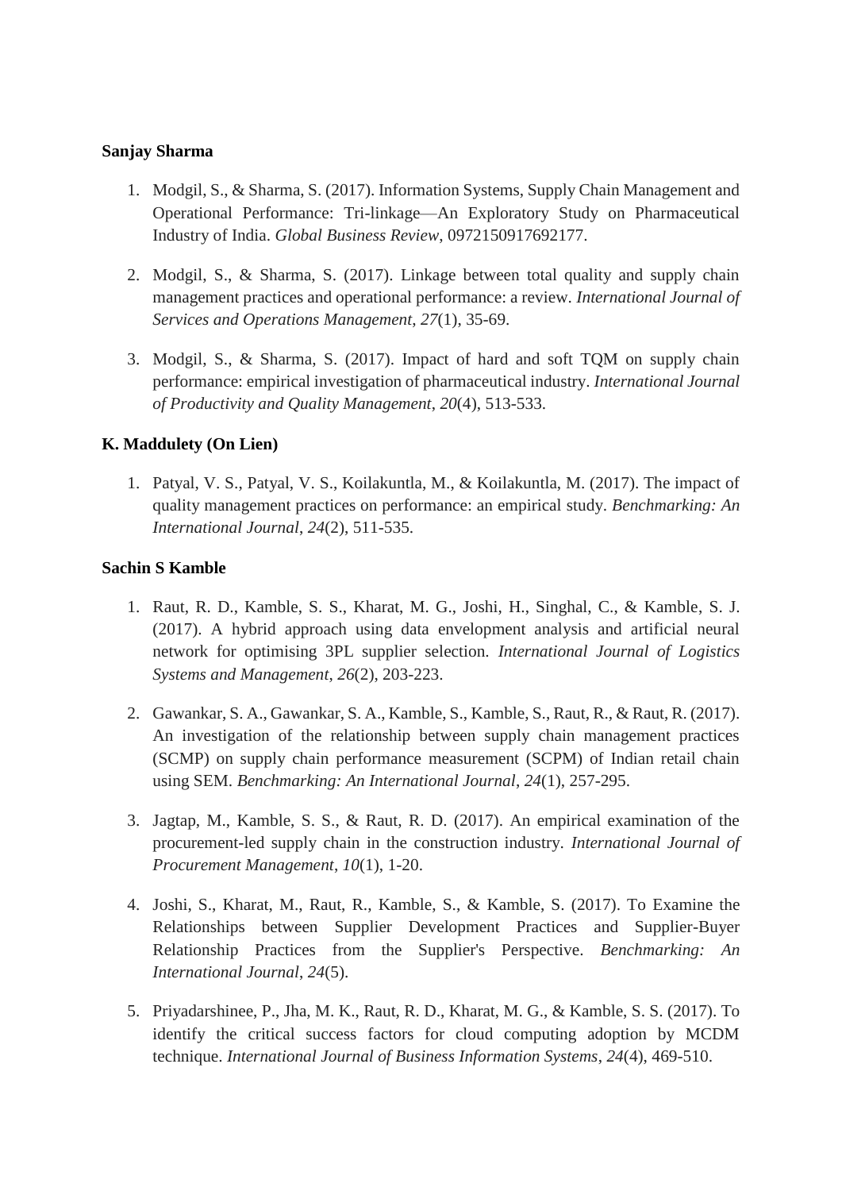**Sanjay Sharma**

1. Modgil, S., & Sharma, S. (2017). Information Systems, Supply Chain Management and Operational Performance: Tri-linkage—An Exploratory Study on Pharmaceutical Industry of India. *Global Business Review*, 0972150917692177.

2. Modgil, S., & Sharma, S. (2017). Linkage between total quality and supply chain management practices and operational performance: a review. *International Journal of Services and Operations Management*, *27*(1), 35-69.

3. Modgil, S., & Sharma, S. (2017). Impact of hard and soft TQM on supply chain performance: empirical investigation of pharmaceutical industry. *International Journal of Productivity and Quality Management*, *20*(4), 513-533.

**K. Maddulety (On Lien)**

1. Patyal, V. S., Patyal, V. S., Koilakuntla, M., & Koilakuntla, M. (2017). The impact of quality management practices on performance: an empirical study. *Benchmarking: An International Journal*, *24*(2), 511-535.

**Sachin S Kamble**

1. Raut, R. D., Kamble, S. S., Kharat, M. G., Joshi, H., Singhal, C., & Kamble, S. J. (2017). A hybrid approach using data envelopment analysis and artificial neural network for optimising 3PL supplier selection. *International Journal of Logistics Systems and Management*, *26*(2), 203-223.

2. Gawankar, S. A., Gawankar, S. A., Kamble, S., Kamble, S., Raut, R., & Raut, R. (2017). An investigation of the relationship between supply chain management practices (SCMP) on supply chain performance measurement (SCPM) of Indian retail chain using SEM. *Benchmarking: An International Journal*, *24*(1), 257-295.

3. Jagtap, M., Kamble, S. S., & Raut, R. D. (2017). An empirical examination of the procurement-led supply chain in the construction industry. *International Journal of Procurement Management*, *10*(1), 1-20.

4. Joshi, S., Kharat, M., Raut, R., Kamble, S., & Kamble, S. (2017). To Examine the Relationships between Supplier Development Practices and Supplier-Buyer Relationship Practices from the Supplier's Perspective. *Benchmarking: An International Journal*, *24*(5).

5. Priyadarshinee, P., Jha, M. K., Raut, R. D., Kharat, M. G., & Kamble, S. S. (2017). To identify the critical success factors for cloud computing adoption by MCDM technique. *International Journal of Business Information Systems*, *24*(4), 469-510.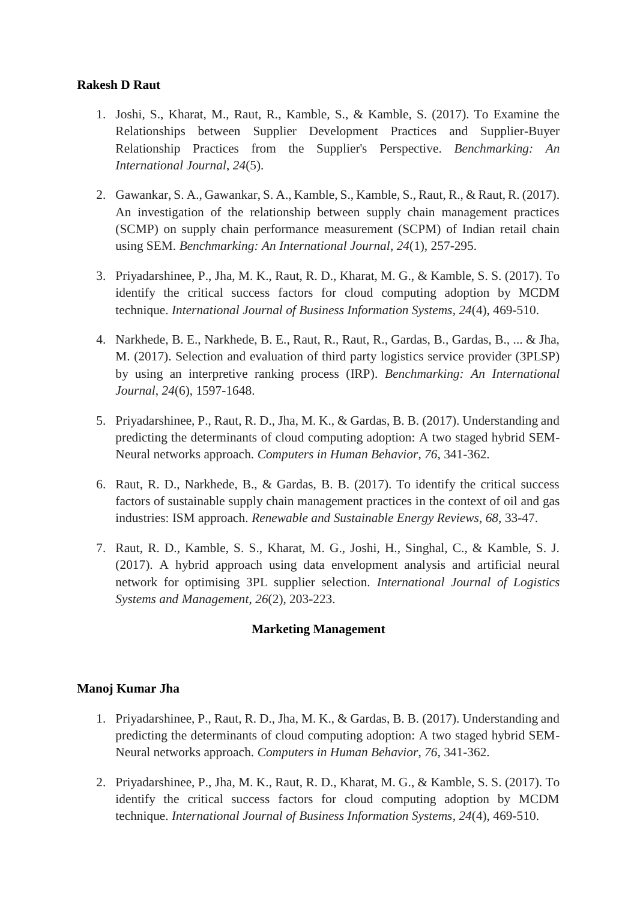**Rakesh D Raut**

1. Joshi, S., Kharat, M., Raut, R., Kamble, S., & Kamble, S. (2017). To Examine the Relationships between Supplier Development Practices and Supplier-Buyer Relationship Practices from the Supplier's Perspective. *Benchmarking: An International Journal*, *24*(5).

2. Gawankar, S. A., Gawankar, S. A., Kamble, S., Kamble, S., Raut, R., & Raut, R. (2017). An investigation of the relationship between supply chain management practices (SCMP) on supply chain performance measurement (SCPM) of Indian retail chain using SEM. *Benchmarking: An International Journal*, *24*(1), 257-295.

3. Priyadarshinee, P., Jha, M. K., Raut, R. D., Kharat, M. G., & Kamble, S. S. (2017). To identify the critical success factors for cloud computing adoption by MCDM technique. *International Journal of Business Information Systems*, *24*(4), 469-510.

4. Narkhede, B. E., Narkhede, B. E., Raut, R., Raut, R., Gardas, B., Gardas, B., ... & Jha, M. (2017). Selection and evaluation of third party logistics service provider (3PLSP) by using an interpretive ranking process (IRP). *Benchmarking: An International Journal*, *24*(6), 1597-1648.

5. Priyadarshinee, P., Raut, R. D., Jha, M. K., & Gardas, B. B. (2017). Understanding and predicting the determinants of cloud computing adoption: A two staged hybrid SEM-Neural networks approach. *Computers in Human Behavior*, *76*, 341-362.

6. Raut, R. D., Narkhede, B., & Gardas, B. B. (2017). To identify the critical success factors of sustainable supply chain management practices in the context of oil and gas industries: ISM approach. *Renewable and Sustainable Energy Reviews*, *68*, 33-47.

7. Raut, R. D., Kamble, S. S., Kharat, M. G., Joshi, H., Singhal, C., & Kamble, S. J. (2017). A hybrid approach using data envelopment analysis and artificial neural network for optimising 3PL supplier selection. *International Journal of Logistics Systems and Management*, *26*(2), 203-223.

## Marketing Management

**Manoj Kumar Jha**

1. Priyadarshinee, P., Raut, R. D., Jha, M. K., & Gardas, B. B. (2017). Understanding and predicting the determinants of cloud computing adoption: A two staged hybrid SEM-Neural networks approach. *Computers in Human Behavior*, *76*, 341-362.

2. Priyadarshinee, P., Jha, M. K., Raut, R. D., Kharat, M. G., & Kamble, S. S. (2017). To identify the critical success factors for cloud computing adoption by MCDM technique. *International Journal of Business Information Systems*, *24*(4), 469-510.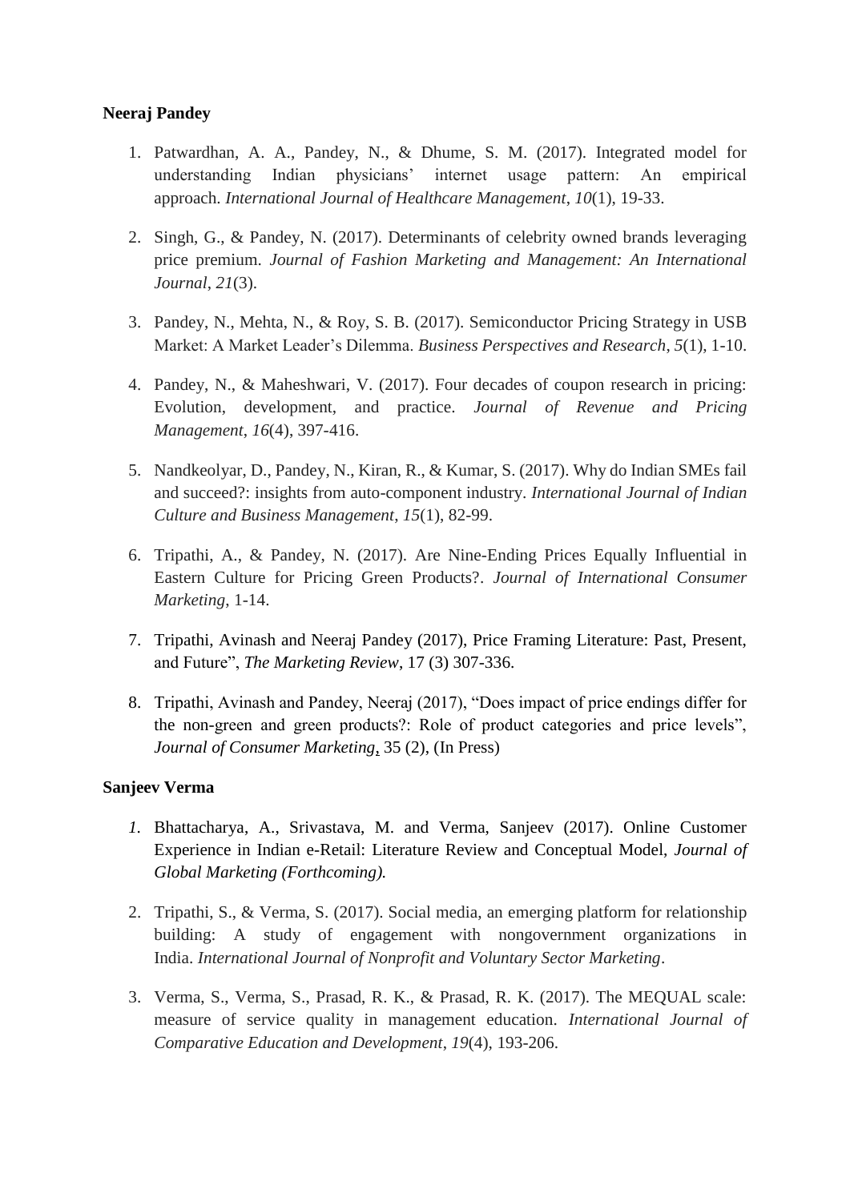**Neeraj Pandey**

1. Patwardhan, A. A., Pandey, N., & Dhume, S. M. (2017). Integrated model for understanding Indian physicians' internet usage pattern: An empirical approach. *International Journal of Healthcare Management*, *10*(1), 19-33.

2. Singh, G., & Pandey, N. (2017). Determinants of celebrity owned brands leveraging price premium. *Journal of Fashion Marketing and Management: An International Journal*, *21*(3).

3. Pandey, N., Mehta, N., & Roy, S. B. (2017). Semiconductor Pricing Strategy in USB Market: A Market Leader's Dilemma. *Business Perspectives and Research*, *5*(1), 1-10.

4. Pandey, N., & Maheshwari, V. (2017). Four decades of coupon research in pricing: Evolution, development, and practice. *Journal of Revenue and Pricing Management*, *16*(4), 397-416.

5. Nandkeolyar, D., Pandey, N., Kiran, R., & Kumar, S. (2017). Why do Indian SMEs fail and succeed?: insights from auto-component industry. *International Journal of Indian Culture and Business Management*, *15*(1), 82-99.

6. Tripathi, A., & Pandey, N. (2017). Are Nine-Ending Prices Equally Influential in Eastern Culture for Pricing Green Products?. *Journal of International Consumer Marketing*, 1-14.

7. Tripathi, Avinash and Neeraj Pandey (2017), Price Framing Literature: Past, Present, and Future", *The Marketing Review*, 17 (3) 307-336.

8. Tripathi, Avinash and Pandey, Neeraj (2017), "Does impact of price endings differ for the non-green and green products?: Role of product categories and price levels", *Journal of Consumer Marketing*, 35 (2), (In Press)

**Sanjeev Verma**

1. Bhattacharya, A., Srivastava, M. and Verma, Sanjeev (2017). Online Customer Experience in Indian e-Retail: Literature Review and Conceptual Model, *Journal of Global Marketing (Forthcoming).*

2. Tripathi, S., & Verma, S. (2017). Social media, an emerging platform for relationship building: A study of engagement with nongovernment organizations in India. *International Journal of Nonprofit and Voluntary Sector Marketing*.

3. Verma, S., Verma, S., Prasad, R. K., & Prasad, R. K. (2017). The MEQUAL scale: measure of service quality in management education. *International Journal of Comparative Education and Development*, *19*(4), 193-206.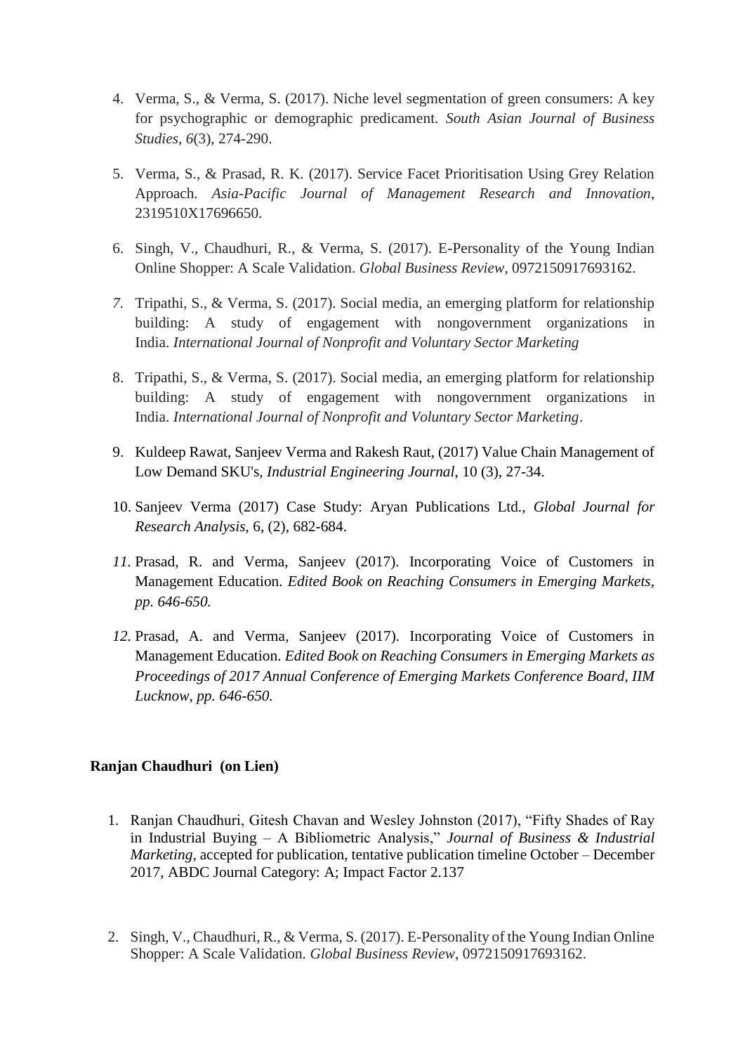4. Verma, S., & Verma, S. (2017). Niche level segmentation of green consumers: A key for psychographic or demographic predicament. *South Asian Journal of Business Studies*, *6*(3), 274-290.

5. Verma, S., & Prasad, R. K. (2017). Service Facet Prioritisation Using Grey Relation Approach. *Asia-Pacific Journal of Management Research and Innovation*, 2319510X17696650.

6. Singh, V., Chaudhuri, R., & Verma, S. (2017). E-Personality of the Young Indian Online Shopper: A Scale Validation. *Global Business Review*, 0972150917693162.

7. Tripathi, S., & Verma, S. (2017). Social media, an emerging platform for relationship building: A study of engagement with nongovernment organizations in India. *International Journal of Nonprofit and Voluntary Sector Marketing*

8. Tripathi, S., & Verma, S. (2017). Social media, an emerging platform for relationship building: A study of engagement with nongovernment organizations in India. *International Journal of Nonprofit and Voluntary Sector Marketing*.

9. Kuldeep Rawat, Sanjeev Verma and Rakesh Raut, (2017) Value Chain Management of Low Demand SKU's, *Industrial Engineering Journal*, 10 (3), 27-34.

10. Sanjeev Verma (2017) Case Study: Aryan Publications Ltd., *Global Journal for Research Analysis*, 6, (2), 682-684.

11. Prasad, R. and Verma, Sanjeev (2017). Incorporating Voice of Customers in Management Education. *Edited Book on Reaching Consumers in Emerging Markets, pp. 646-650.*

12. Prasad, A. and Verma, Sanjeev (2017). Incorporating Voice of Customers in Management Education. *Edited Book on Reaching Consumers in Emerging Markets as Proceedings of 2017 Annual Conference of Emerging Markets Conference Board, IIM Lucknow, pp. 646-650.*

**Ranjan Chaudhuri (on Lien)**

1. Ranjan Chaudhuri, Gitesh Chavan and Wesley Johnston (2017), "Fifty Shades of Ray in Industrial Buying – A Bibliometric Analysis," *Journal of Business & Industrial Marketing*, accepted for publication, tentative publication timeline October – December 2017, ABDC Journal Category: A; Impact Factor 2.137

2. Singh, V., Chaudhuri, R., & Verma, S. (2017). E-Personality of the Young Indian Online Shopper: A Scale Validation. *Global Business Review*, 0972150917693162.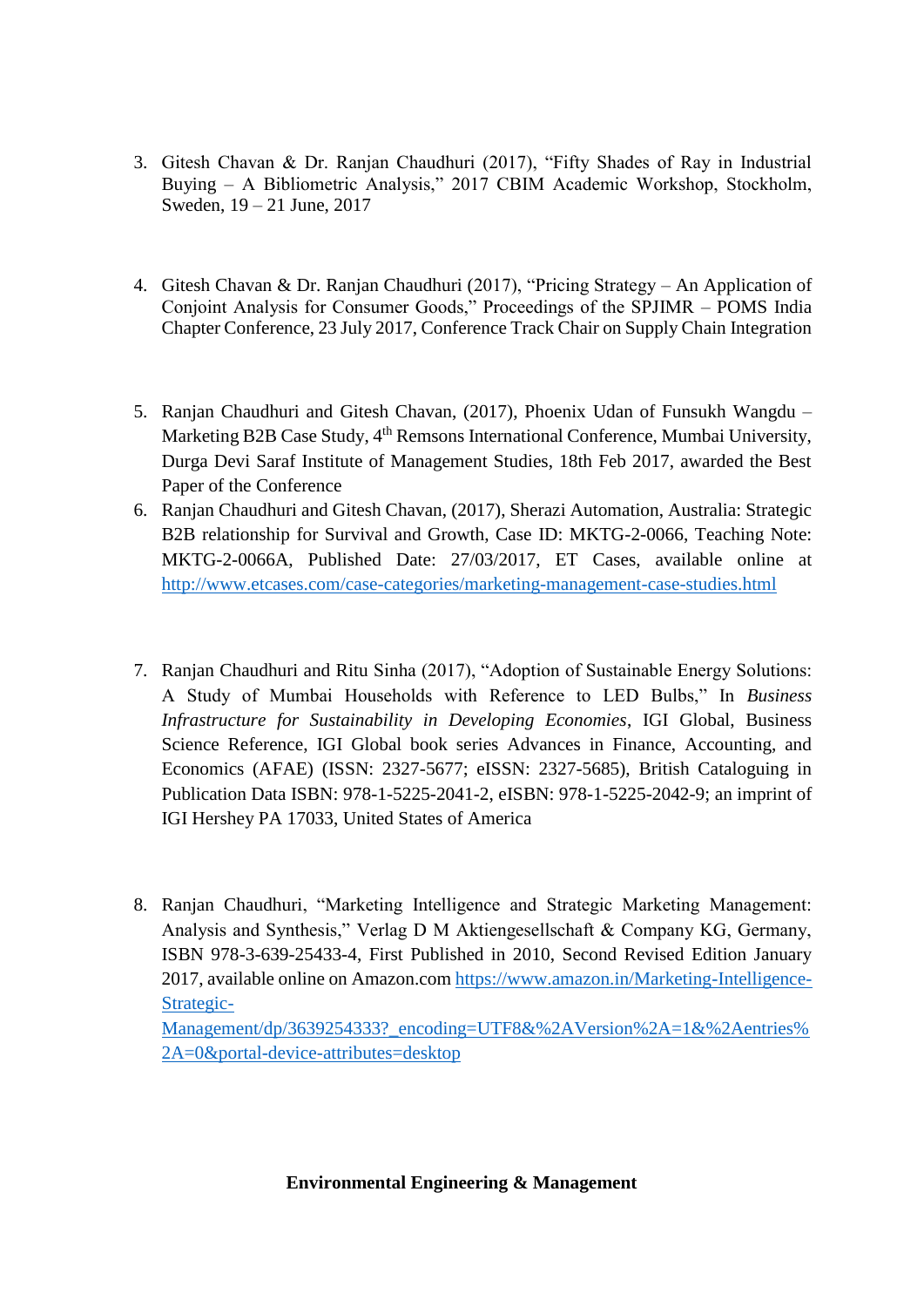3. Gitesh Chavan & Dr. Ranjan Chaudhuri (2017), "Fifty Shades of Ray in Industrial Buying – A Bibliometric Analysis," 2017 CBIM Academic Workshop, Stockholm, Sweden, 19 – 21 June, 2017

4. Gitesh Chavan & Dr. Ranjan Chaudhuri (2017), "Pricing Strategy – An Application of Conjoint Analysis for Consumer Goods," Proceedings of the SPJIMR – POMS India Chapter Conference, 23 July 2017, Conference Track Chair on Supply Chain Integration

5. Ranjan Chaudhuri and Gitesh Chavan, (2017), Phoenix Udan of Funsukh Wangdu – Marketing B2B Case Study, 4th Remsons International Conference, Mumbai University, Durga Devi Saraf Institute of Management Studies, 18th Feb 2017, awarded the Best Paper of the Conference

6. Ranjan Chaudhuri and Gitesh Chavan, (2017), Sherazi Automation, Australia: Strategic B2B relationship for Survival and Growth, Case ID: MKTG-2-0066, Teaching Note: MKTG-2-0066A, Published Date: 27/03/2017, ET Cases, available online at http://www.etcases.com/case-categories/marketing-management-case-studies.html

7. Ranjan Chaudhuri and Ritu Sinha (2017), "Adoption of Sustainable Energy Solutions: A Study of Mumbai Households with Reference to LED Bulbs," In *Business Infrastructure for Sustainability in Developing Economies*, IGI Global, Business Science Reference, IGI Global book series Advances in Finance, Accounting, and Economics (AFAE) (ISSN: 2327-5677; eISSN: 2327-5685), British Cataloguing in Publication Data ISBN: 978-1-5225-2041-2, eISBN: 978-1-5225-2042-9; an imprint of IGI Hershey PA 17033, United States of America

8. Ranjan Chaudhuri, "Marketing Intelligence and Strategic Marketing Management: Analysis and Synthesis," Verlag D M Aktiengesellschaft & Company KG, Germany, ISBN 978-3-639-25433-4, First Published in 2010, Second Revised Edition January 2017, available online on Amazon.com https://www.amazon.in/Marketing-Intelligence-Strategic-Management/dp/3639254333?_encoding=UTF8&%2AVersion%2A=1&%2Aentries%2A=0&portal-device-attributes=desktop

**Environmental Engineering & Management**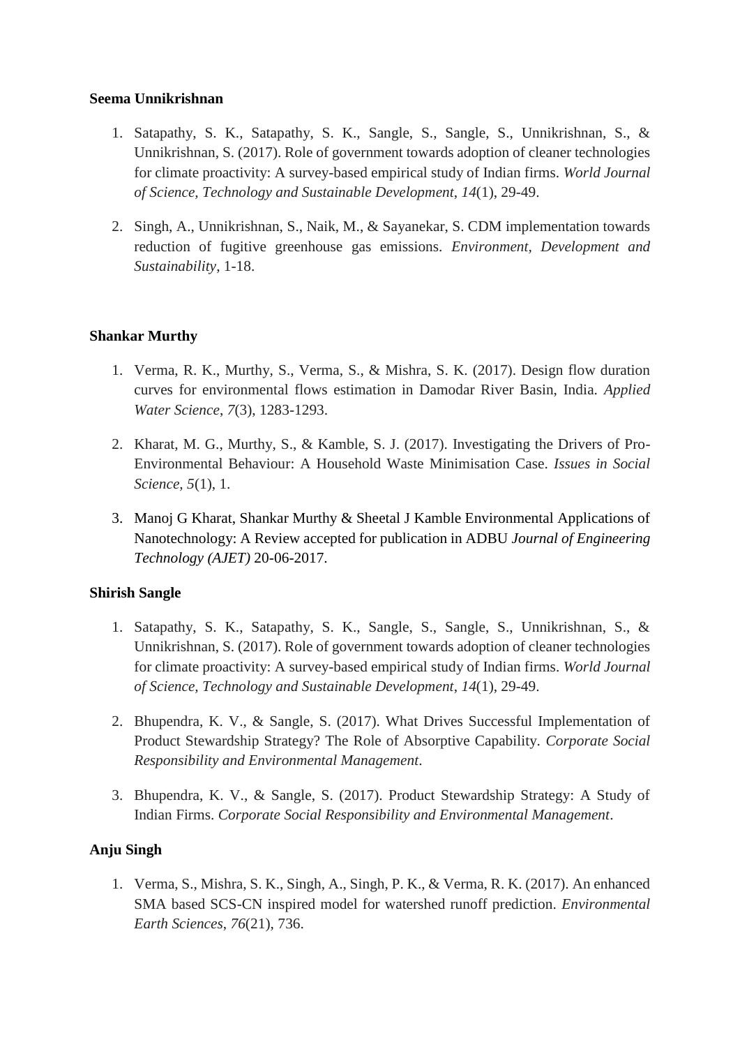**Seema Unnikrishnan**

1. Satapathy, S. K., Satapathy, S. K., Sangle, S., Sangle, S., Unnikrishnan, S., & Unnikrishnan, S. (2017). Role of government towards adoption of cleaner technologies for climate proactivity: A survey-based empirical study of Indian firms. *World Journal of Science, Technology and Sustainable Development*, *14*(1), 29-49.

2. Singh, A., Unnikrishnan, S., Naik, M., & Sayanekar, S. CDM implementation towards reduction of fugitive greenhouse gas emissions. *Environment, Development and Sustainability*, 1-18.

**Shankar Murthy**

1. Verma, R. K., Murthy, S., Verma, S., & Mishra, S. K. (2017). Design flow duration curves for environmental flows estimation in Damodar River Basin, India. *Applied Water Science*, *7*(3), 1283-1293.

2. Kharat, M. G., Murthy, S., & Kamble, S. J. (2017). Investigating the Drivers of Pro-Environmental Behaviour: A Household Waste Minimisation Case. *Issues in Social Science*, *5*(1), 1.

3. Manoj G Kharat, Shankar Murthy & Sheetal J Kamble Environmental Applications of Nanotechnology: A Review accepted for publication in ADBU *Journal of Engineering Technology (AJET)* 20-06-2017.

**Shirish Sangle**

1. Satapathy, S. K., Satapathy, S. K., Sangle, S., Sangle, S., Unnikrishnan, S., & Unnikrishnan, S. (2017). Role of government towards adoption of cleaner technologies for climate proactivity: A survey-based empirical study of Indian firms. *World Journal of Science, Technology and Sustainable Development*, *14*(1), 29-49.

2. Bhupendra, K. V., & Sangle, S. (2017). What Drives Successful Implementation of Product Stewardship Strategy? The Role of Absorptive Capability. *Corporate Social Responsibility and Environmental Management*.

3. Bhupendra, K. V., & Sangle, S. (2017). Product Stewardship Strategy: A Study of Indian Firms. *Corporate Social Responsibility and Environmental Management*.

**Anju Singh**

1. Verma, S., Mishra, S. K., Singh, A., Singh, P. K., & Verma, R. K. (2017). An enhanced SMA based SCS-CN inspired model for watershed runoff prediction. *Environmental Earth Sciences*, *76*(21), 736.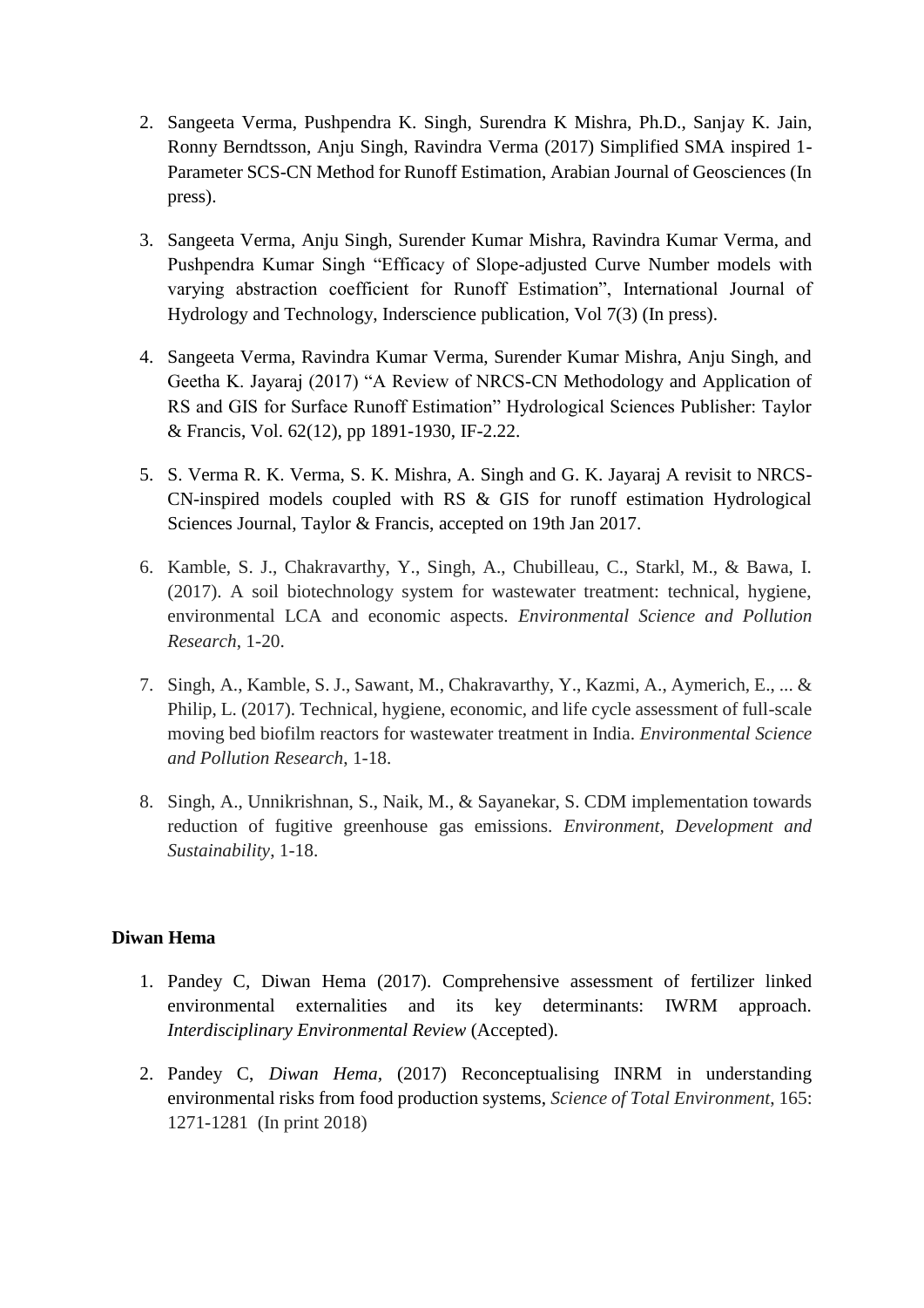2. Sangeeta Verma, Pushpendra K. Singh, Surendra K Mishra, Ph.D., Sanjay K. Jain, Ronny Berndtsson, Anju Singh, Ravindra Verma (2017) Simplified SMA inspired 1-Parameter SCS-CN Method for Runoff Estimation, Arabian Journal of Geosciences (In press).

3. Sangeeta Verma, Anju Singh, Surender Kumar Mishra, Ravindra Kumar Verma, and Pushpendra Kumar Singh "Efficacy of Slope-adjusted Curve Number models with varying abstraction coefficient for Runoff Estimation", International Journal of Hydrology and Technology, Inderscience publication, Vol 7(3) (In press).

4. Sangeeta Verma, Ravindra Kumar Verma, Surender Kumar Mishra, Anju Singh, and Geetha K. Jayaraj (2017) "A Review of NRCS-CN Methodology and Application of RS and GIS for Surface Runoff Estimation" Hydrological Sciences Publisher: Taylor & Francis, Vol. 62(12), pp 1891-1930, IF-2.22.

5. S. Verma R. K. Verma, S. K. Mishra, A. Singh and G. K. Jayaraj A revisit to NRCS-CN-inspired models coupled with RS & GIS for runoff estimation Hydrological Sciences Journal, Taylor & Francis, accepted on 19th Jan 2017.

6. Kamble, S. J., Chakravarthy, Y., Singh, A., Chubilleau, C., Starkl, M., & Bawa, I. (2017). A soil biotechnology system for wastewater treatment: technical, hygiene, environmental LCA and economic aspects. *Environmental Science and Pollution Research*, 1-20.

7. Singh, A., Kamble, S. J., Sawant, M., Chakravarthy, Y., Kazmi, A., Aymerich, E., ... & Philip, L. (2017). Technical, hygiene, economic, and life cycle assessment of full-scale moving bed biofilm reactors for wastewater treatment in India. *Environmental Science and Pollution Research*, 1-18.

8. Singh, A., Unnikrishnan, S., Naik, M., & Sayanekar, S. CDM implementation towards reduction of fugitive greenhouse gas emissions. *Environment, Development and Sustainability*, 1-18.

**Diwan Hema**

1. Pandey C, Diwan Hema (2017). Comprehensive assessment of fertilizer linked environmental externalities and its key determinants: IWRM approach. *Interdisciplinary Environmental Review* (Accepted).

2. Pandey C, *Diwan Hema*, (2017) Reconceptualising INRM in understanding environmental risks from food production systems, *Science of Total Environment*, 165: 1271-1281 (In print 2018)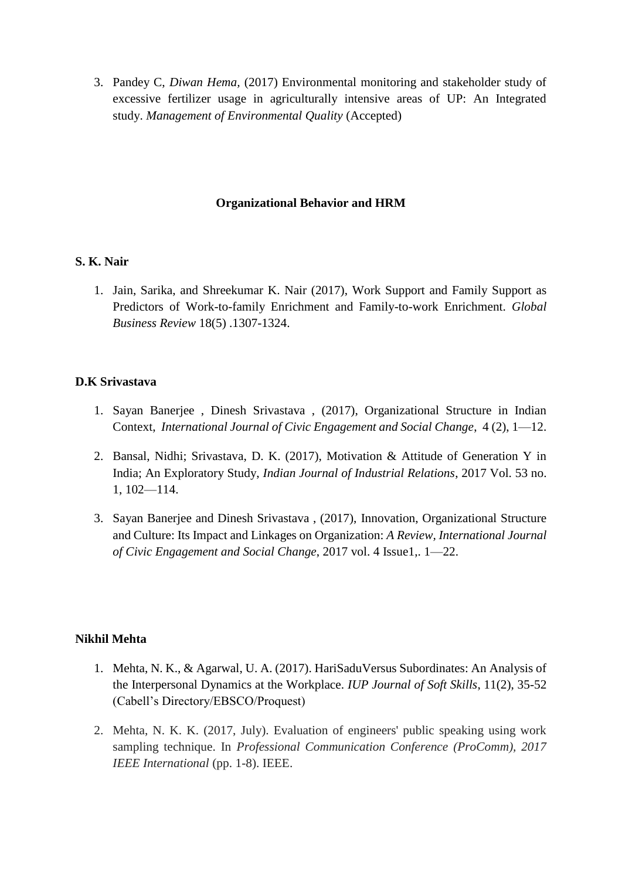3. Pandey C, *Diwan Hema,* (2017) Environmental monitoring and stakeholder study of excessive fertilizer usage in agriculturally intensive areas of UP: An Integrated study. *Management of Environmental Quality* (Accepted)

## Organizational Behavior and HRM

**S. K. Nair**

1. Jain, Sarika, and Shreekumar K. Nair (2017), Work Support and Family Support as Predictors of Work-to-family Enrichment and Family-to-work Enrichment. *Global Business Review* 18(5) .1307-1324.

**D.K Srivastava**

1. Sayan Banerjee , Dinesh Srivastava , (2017), Organizational Structure in Indian Context, *International Journal of Civic Engagement and Social Change*, 4 (2), 1—12.
2. Bansal, Nidhi; Srivastava, D. K. (2017), Motivation & Attitude of Generation Y in India; An Exploratory Study, *Indian Journal of Industrial Relations*, 2017 Vol. 53 no. 1, 102—114.
3. Sayan Banerjee and Dinesh Srivastava , (2017), Innovation, Organizational Structure and Culture: Its Impact and Linkages on Organization: *A Review, International Journal of Civic Engagement and Social Change*, 2017 vol. 4 Issue1,. 1—22.

**Nikhil Mehta**

1. Mehta, N. K., & Agarwal, U. A. (2017). HariSaduVersus Subordinates: An Analysis of the Interpersonal Dynamics at the Workplace. *IUP Journal of Soft Skills*, 11(2), 35-52 (Cabell's Directory/EBSCO/Proquest)
2. Mehta, N. K. K. (2017, July). Evaluation of engineers' public speaking using work sampling technique. In *Professional Communication Conference (ProComm), 2017 IEEE International* (pp. 1-8). IEEE.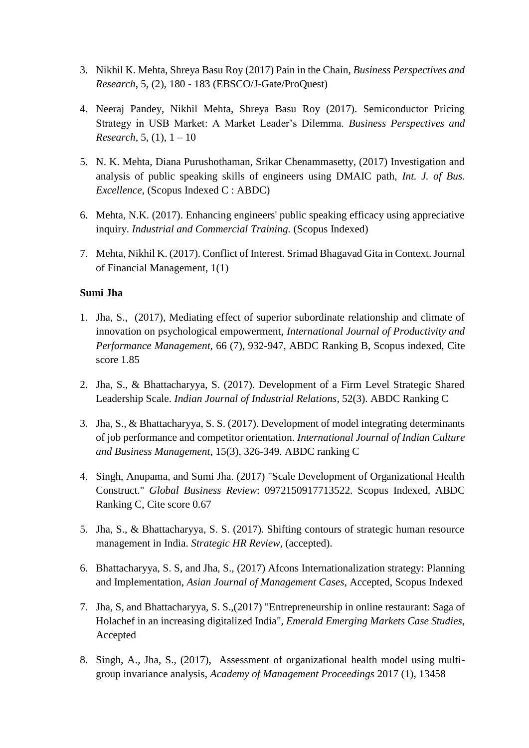3. Nikhil K. Mehta, Shreya Basu Roy (2017) Pain in the Chain, *Business Perspectives and Research*, 5, (2), 180 - 183 (EBSCO/J-Gate/ProQuest)

4. Neeraj Pandey, Nikhil Mehta, Shreya Basu Roy (2017). Semiconductor Pricing Strategy in USB Market: A Market Leader's Dilemma. *Business Perspectives and Research*, 5, (1), 1 – 10

5. N. K. Mehta, Diana Purushothaman, Srikar Chenammasetty, (2017) Investigation and analysis of public speaking skills of engineers using DMAIC path, *Int. J. of Bus. Excellence*, (Scopus Indexed C : ABDC)

6. Mehta, N.K. (2017). Enhancing engineers' public speaking efficacy using appreciative inquiry. *Industrial and Commercial Training.* (Scopus Indexed)

7. Mehta, Nikhil K. (2017). Conflict of Interest. Srimad Bhagavad Gita in Context. Journal of Financial Management, 1(1)

**Sumi Jha**

1. Jha, S., (2017), Mediating effect of superior subordinate relationship and climate of innovation on psychological empowerment, *International Journal of Productivity and Performance Management,* 66 (7), 932-947, ABDC Ranking B, Scopus indexed, Cite score 1.85

2. Jha, S., & Bhattacharyya, S. (2017). Development of a Firm Level Strategic Shared Leadership Scale. *Indian Journal of Industrial Relations*, 52(3). ABDC Ranking C

3. Jha, S., & Bhattacharyya, S. S. (2017). Development of model integrating determinants of job performance and competitor orientation. *International Journal of Indian Culture and Business Management*, 15(3), 326-349. ABDC ranking C

4. Singh, Anupama, and Sumi Jha. (2017) "Scale Development of Organizational Health Construct." *Global Business Review*: 0972150917713522. Scopus Indexed, ABDC Ranking C, Cite score 0.67

5. Jha, S., & Bhattacharyya, S. S. (2017). Shifting contours of strategic human resource management in India. *Strategic HR Review*, (accepted).

6. Bhattacharyya, S. S, and Jha, S., (2017) Afcons Internationalization strategy: Planning and Implementation, *Asian Journal of Management Cases*, Accepted, Scopus Indexed

7. Jha, S, and Bhattacharyya, S. S.,(2017) "Entrepreneurship in online restaurant: Saga of Holachef in an increasing digitalized India", *Emerald Emerging Markets Case Studies*, Accepted

8. Singh, A., Jha, S., (2017), Assessment of organizational health model using multi-group invariance analysis, *Academy of Management Proceedings* 2017 (1), 13458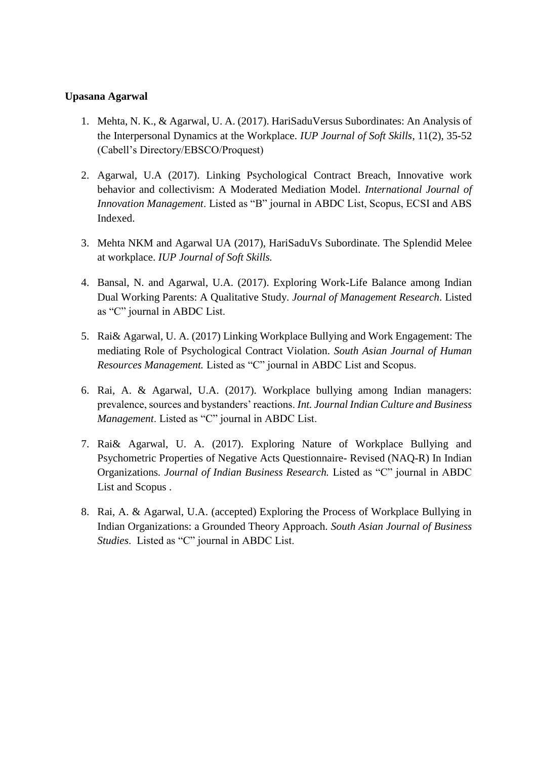**Upasana Agarwal**

1. Mehta, N. K., & Agarwal, U. A. (2017). HariSaduVersus Subordinates: An Analysis of the Interpersonal Dynamics at the Workplace. *IUP Journal of Soft Skills*, 11(2), 35-52 (Cabell's Directory/EBSCO/Proquest)

2. Agarwal, U.A (2017). Linking Psychological Contract Breach, Innovative work behavior and collectivism: A Moderated Mediation Model. *International Journal of Innovation Management*. Listed as "B" journal in ABDC List, Scopus, ECSI and ABS Indexed.

3. Mehta NKM and Agarwal UA (2017), HariSaduVs Subordinate. The Splendid Melee at workplace. *IUP Journal of Soft Skills.*

4. Bansal, N. and Agarwal, U.A. (2017). Exploring Work-Life Balance among Indian Dual Working Parents: A Qualitative Study. *Journal of Management Research*. Listed as "C" journal in ABDC List.

5. Rai& Agarwal, U. A. (2017) Linking Workplace Bullying and Work Engagement: The mediating Role of Psychological Contract Violation. *South Asian Journal of Human Resources Management.* Listed as "C" journal in ABDC List and Scopus.

6. Rai, A. & Agarwal, U.A. (2017). Workplace bullying among Indian managers: prevalence, sources and bystanders' reactions. *Int. Journal Indian Culture and Business Management*. Listed as "C" journal in ABDC List.

7. Rai& Agarwal, U. A. (2017). Exploring Nature of Workplace Bullying and Psychometric Properties of Negative Acts Questionnaire- Revised (NAQ-R) In Indian Organizations*. Journal of Indian Business Research.* Listed as "C" journal in ABDC List and Scopus .

8. Rai, A. & Agarwal, U.A. (accepted) Exploring the Process of Workplace Bullying in Indian Organizations: a Grounded Theory Approach. *South Asian Journal of Business Studies*. Listed as "C" journal in ABDC List.